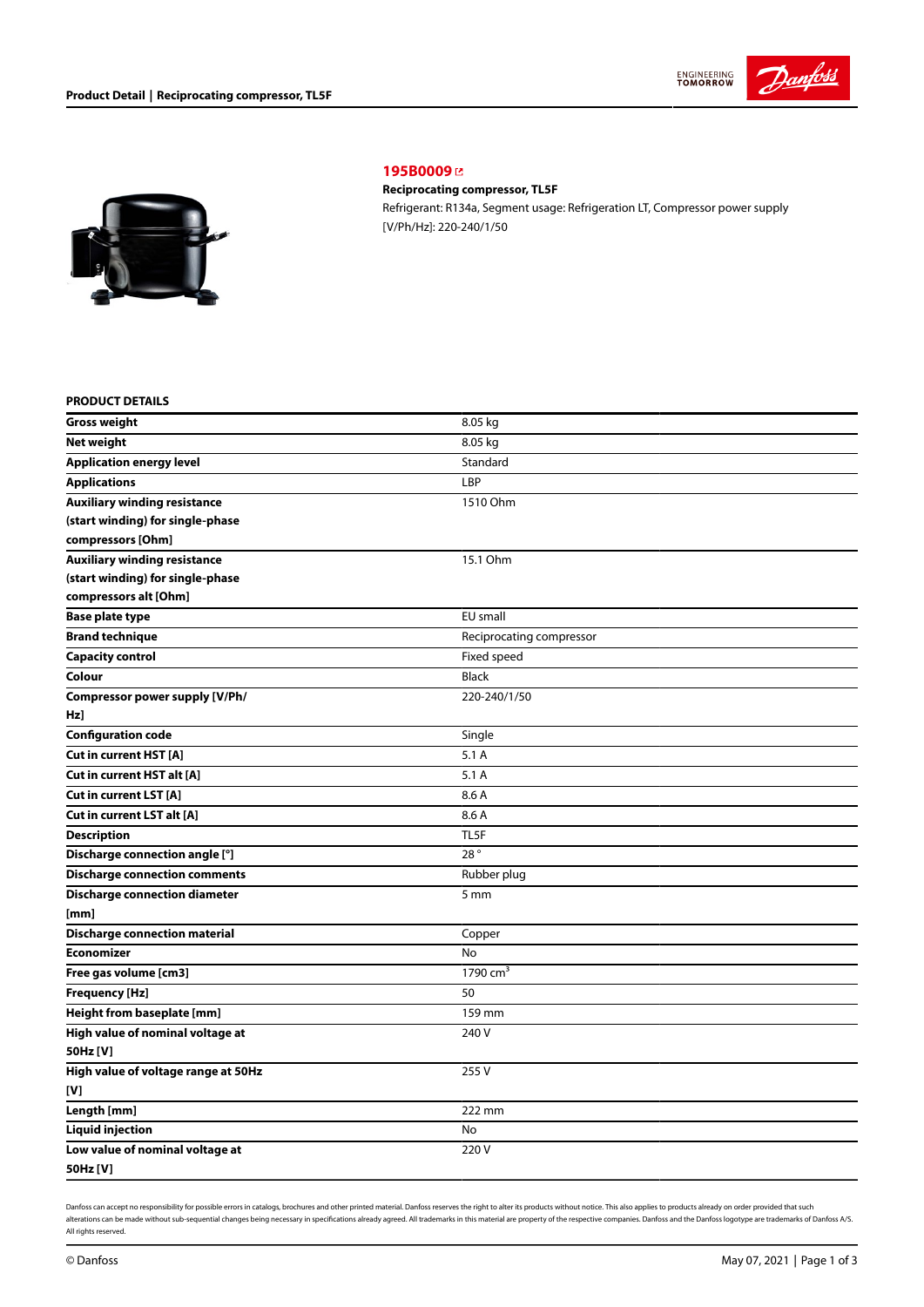# 195B0009

**Reciprocating compressor, TL5F**

Refrigerant: R134a, Segment usage: Refrigeration LT, Compressor power supply [V/Ph/Hz]: 220-240/1/50

## PRODUCT DETAILS

| | |
|---|---|
| **Gross weight** | 8.05 kg |
| **Net weight** | 8.05 kg |
| **Application energy level** | Standard |
| **Applications** | LBP |
| **Auxiliary winding resistance (start winding) for single-phase compressors [Ohm]** | 1510 Ohm |
| **Auxiliary winding resistance (start winding) for single-phase compressors alt [Ohm]** | 15.1 Ohm |
| **Base plate type** | EU small |
| **Brand technique** | Reciprocating compressor |
| **Capacity control** | Fixed speed |
| **Colour** | Black |
| **Compressor power supply [V/Ph/Hz]** | 220-240/1/50 |
| **Configuration code** | Single |
| **Cut in current HST [A]** | 5.1 A |
| **Cut in current HST alt [A]** | 5.1 A |
| **Cut in current LST [A]** | 8.6 A |
| **Cut in current LST alt [A]** | 8.6 A |
| **Description** | TL5F |
| **Discharge connection angle [°]** | 28 ° |
| **Discharge connection comments** | Rubber plug |
| **Discharge connection diameter [mm]** | 5 mm |
| **Discharge connection material** | Copper |
| **Economizer** | No |
| **Free gas volume [cm3]** | 1790 $cm^3$ |
| **Frequency [Hz]** | 50 |
| **Height from baseplate [mm]** | 159 mm |
| **High value of nominal voltage at 50Hz [V]** | 240 V |
| **High value of voltage range at 50Hz [V]** | 255 V |
| **Length [mm]** | 222 mm |
| **Liquid injection** | No |
| **Low value of nominal voltage at 50Hz [V]** | 220 V |

Danfoss can accept no responsibility for possible errors in catalogs, brochures and other printed material. Danfoss reserves the right to alter its products without notice. This also applies to products already on order provided that such alterations can be made without sub-sequential changes being necessary in specifications already agreed. All trademarks in this material are property of the respective companies. Danfoss and the Danfoss logotype are trademarks of Danfoss A/S. All rights reserved.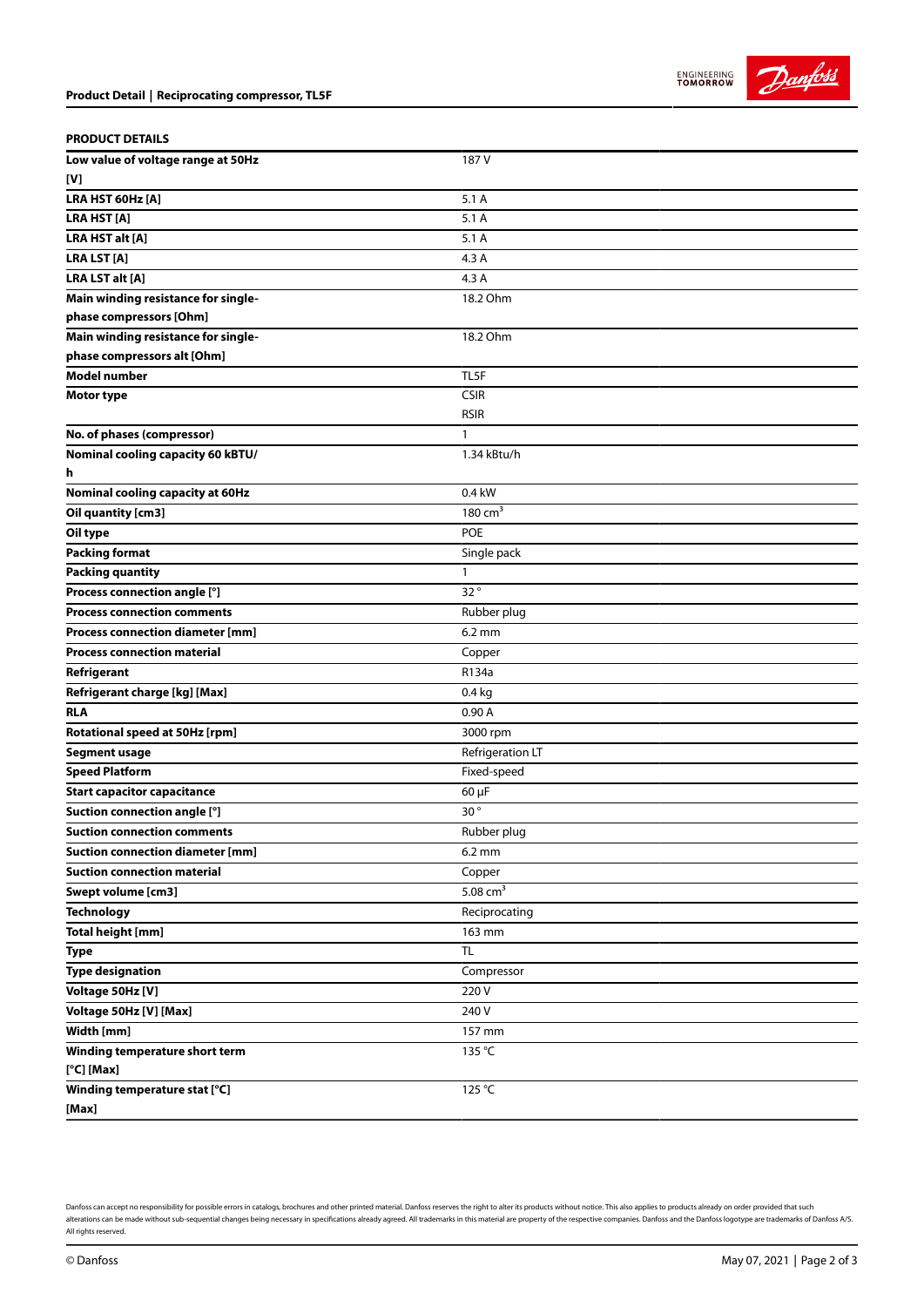## PRODUCT DETAILS

| | |
|---|---|
| **Low value of voltage range at 50Hz [V]** | 187 V |
| **LRA HST 60Hz [A]** | 5.1 A |
| **LRA HST [A]** | 5.1 A |
| **LRA HST alt [A]** | 5.1 A |
| **LRA LST [A]** | 4.3 A |
| **LRA LST alt [A]** | 4.3 A |
| **Main winding resistance for single-phase compressors [Ohm]** | 18.2 Ohm |
| **Main winding resistance for single-phase compressors alt [Ohm]** | 18.2 Ohm |
| **Model number** | TL5F |
| **Motor type** | CSIR<br>RSIR |
| **No. of phases (compressor)** | 1 |
| **Nominal cooling capacity 60 kBTU/h** | 1.34 kBtu/h |
| **Nominal cooling capacity at 60Hz** | 0.4 kW |
| **Oil quantity [cm3]** | 180 $cm^3$ |
| **Oil type** | POE |
| **Packing format** | Single pack |
| **Packing quantity** | 1 |
| **Process connection angle [°]** | 32 ° |
| **Process connection comments** | Rubber plug |
| **Process connection diameter [mm]** | 6.2 mm |
| **Process connection material** | Copper |
| **Refrigerant** | R134a |
| **Refrigerant charge [kg] [Max]** | 0.4 kg |
| **RLA** | 0.90 A |
| **Rotational speed at 50Hz [rpm]** | 3000 rpm |
| **Segment usage** | Refrigeration LT |
| **Speed Platform** | Fixed-speed |
| **Start capacitor capacitance** | 60 µF |
| **Suction connection angle [°]** | 30 ° |
| **Suction connection comments** | Rubber plug |
| **Suction connection diameter [mm]** | 6.2 mm |
| **Suction connection material** | Copper |
| **Swept volume [cm3]** | 5.08 $cm^3$ |
| **Technology** | Reciprocating |
| **Total height [mm]** | 163 mm |
| **Type** | TL |
| **Type designation** | Compressor |
| **Voltage 50Hz [V]** | 220 V |
| **Voltage 50Hz [V] [Max]** | 240 V |
| **Width [mm]** | 157 mm |
| **Winding temperature short term [°C] [Max]** | 135 °C |
| **Winding temperature stat [°C] [Max]** | 125 °C |

Danfoss can accept no responsibility for possible errors in catalogs, brochures and other printed material. Danfoss reserves the right to alter its products without notice. This also applies to products already on order provided that such alterations can be made without sub-sequential changes being necessary in specifications already agreed. All trademarks in this material are property of the respective companies. Danfoss and the Danfoss logotype are trademarks of Danfoss A/S. All rights reserved.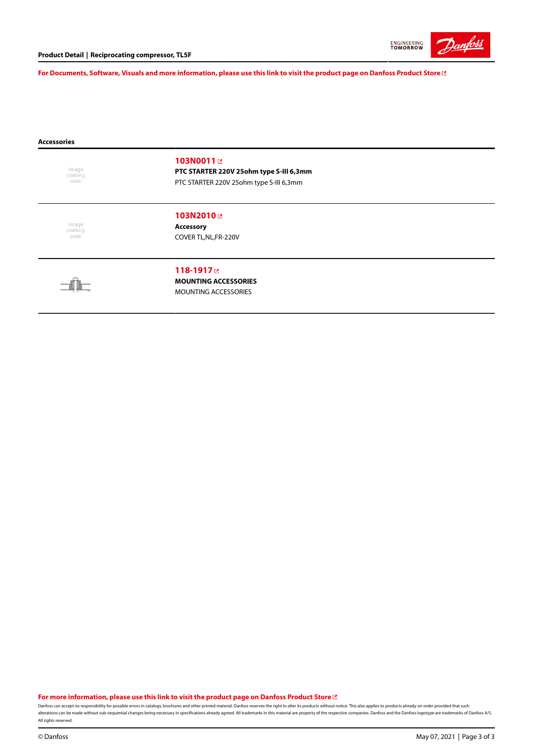**For Documents, Software, Visuals and more information, please use this link to visit the product page on Danfoss Product Store**

## Accessories

| | |
|---|---|
| Image coming soon | **103N0011**<br>**PTC STARTER 220V 25ohm type S-III 6,3mm**<br>PTC STARTER 220V 25ohm type S-III 6,3mm |
| Image coming soon | **103N2010**<br>**Accessory**<br>COVER TL,NL,FR-220V |
| | **118-1917**<br>**MOUNTING ACCESSORIES**<br>MOUNTING ACCESSORIES |

**For more information, please use this link to visit the product page on Danfoss Product Store**

Danfoss can accept no responsibility for possible errors in catalogs, brochures and other printed material. Danfoss reserves the right to alter its products without notice. This also applies to products already on order provided that such alterations can be made without sub-sequential changes being necessary in specifications already agreed. All trademarks in this material are property of the respective companies. Danfoss and the Danfoss logotype are trademarks of Danfoss A/S. All rights reserved.